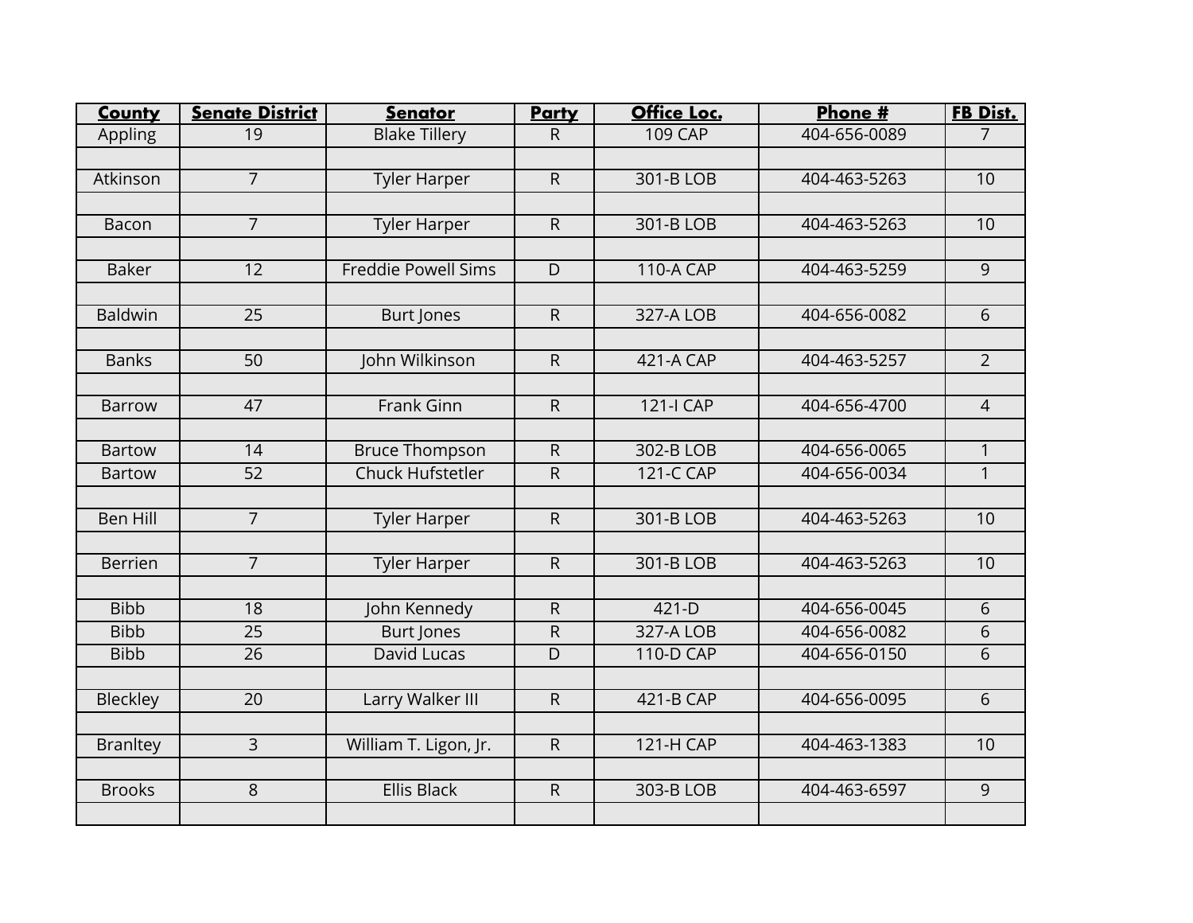| County | Senate District | Senator | Party | Office Loc. | Phone # | FB Dist. |
|---|---|---|---|---|---|---|
| Appling | 19 | Blake Tillery | R | 109 CAP | 404-656-0089 | 7 |
| | | | | | | |
| Atkinson | 7 | Tyler Harper | R | 301-B LOB | 404-463-5263 | 10 |
| | | | | | | |
| Bacon | 7 | Tyler Harper | R | 301-B LOB | 404-463-5263 | 10 |
| | | | | | | |
| Baker | 12 | Freddie Powell Sims | D | 110-A CAP | 404-463-5259 | 9 |
| | | | | | | |
| Baldwin | 25 | Burt Jones | R | 327-A LOB | 404-656-0082 | 6 |
| | | | | | | |
| Banks | 50 | John Wilkinson | R | 421-A CAP | 404-463-5257 | 2 |
| | | | | | | |
| Barrow | 47 | Frank Ginn | R | 121-I CAP | 404-656-4700 | 4 |
| | | | | | | |
| Bartow | 14 | Bruce Thompson | R | 302-B LOB | 404-656-0065 | 1 |
| Bartow | 52 | Chuck Hufstetler | R | 121-C CAP | 404-656-0034 | 1 |
| | | | | | | |
| Ben Hill | 7 | Tyler Harper | R | 301-B LOB | 404-463-5263 | 10 |
| | | | | | | |
| Berrien | 7 | Tyler Harper | R | 301-B LOB | 404-463-5263 | 10 |
| | | | | | | |
| Bibb | 18 | John Kennedy | R | 421-D | 404-656-0045 | 6 |
| Bibb | 25 | Burt Jones | R | 327-A LOB | 404-656-0082 | 6 |
| Bibb | 26 | David Lucas | D | 110-D CAP | 404-656-0150 | 6 |
| | | | | | | |
| Bleckley | 20 | Larry Walker III | R | 421-B CAP | 404-656-0095 | 6 |
| | | | | | | |
| Branltey | 3 | William T. Ligon, Jr. | R | 121-H CAP | 404-463-1383 | 10 |
| | | | | | | |
| Brooks | 8 | Ellis Black | R | 303-B LOB | 404-463-6597 | 9 |
| | | | | | | |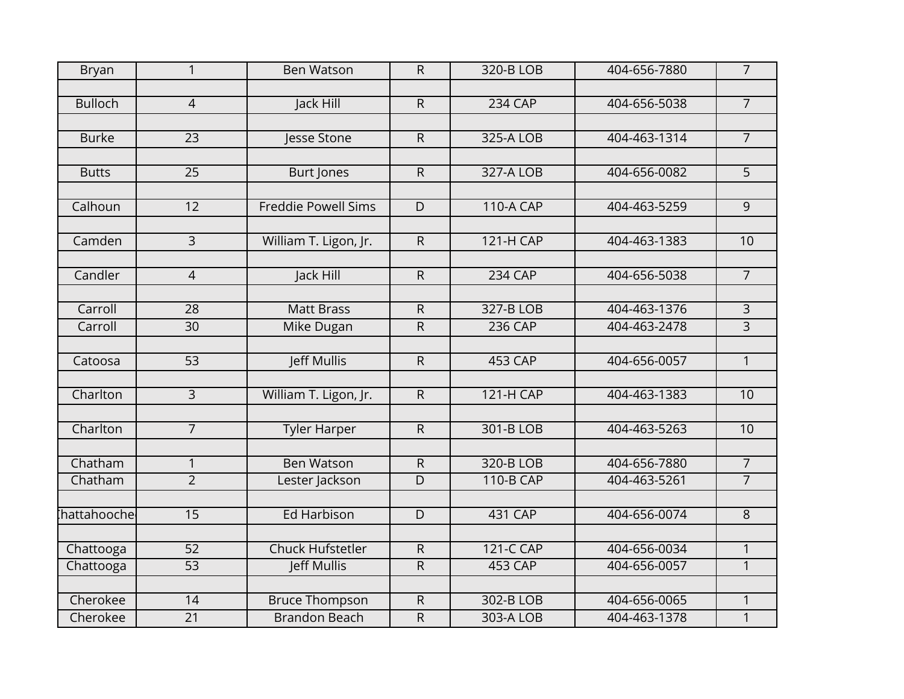| | | | | | | |
|---|---|---|---|---|---|---|
| Bryan | 1 | Ben Watson | R | 320-B LOB | 404-656-7880 | 7 |
| | | | | | | |
| Bulloch | 4 | Jack Hill | R | 234 CAP | 404-656-5038 | 7 |
| | | | | | | |
| Burke | 23 | Jesse Stone | R | 325-A LOB | 404-463-1314 | 7 |
| | | | | | | |
| Butts | 25 | Burt Jones | R | 327-A LOB | 404-656-0082 | 5 |
| | | | | | | |
| Calhoun | 12 | Freddie Powell Sims | D | 110-A CAP | 404-463-5259 | 9 |
| | | | | | | |
| Camden | 3 | William T. Ligon, Jr. | R | 121-H CAP | 404-463-1383 | 10 |
| | | | | | | |
| Candler | 4 | Jack Hill | R | 234 CAP | 404-656-5038 | 7 |
| | | | | | | |
| Carroll | 28 | Matt Brass | R | 327-B LOB | 404-463-1376 | 3 |
| Carroll | 30 | Mike Dugan | R | 236 CAP | 404-463-2478 | 3 |
| | | | | | | |
| Catoosa | 53 | Jeff Mullis | R | 453 CAP | 404-656-0057 | 1 |
| | | | | | | |
| Charlton | 3 | William T. Ligon, Jr. | R | 121-H CAP | 404-463-1383 | 10 |
| | | | | | | |
| Charlton | 7 | Tyler Harper | R | 301-B LOB | 404-463-5263 | 10 |
| | | | | | | |
| Chatham | 1 | Ben Watson | R | 320-B LOB | 404-656-7880 | 7 |
| Chatham | 2 | Lester Jackson | D | 110-B CAP | 404-463-5261 | 7 |
| | | | | | | |
| Chattahoochee | 15 | Ed Harbison | D | 431 CAP | 404-656-0074 | 8 |
| | | | | | | |
| Chattooga | 52 | Chuck Hufstetler | R | 121-C CAP | 404-656-0034 | 1 |
| Chattooga | 53 | Jeff Mullis | R | 453 CAP | 404-656-0057 | 1 |
| | | | | | | |
| Cherokee | 14 | Bruce Thompson | R | 302-B LOB | 404-656-0065 | 1 |
| Cherokee | 21 | Brandon Beach | R | 303-A LOB | 404-463-1378 | 1 |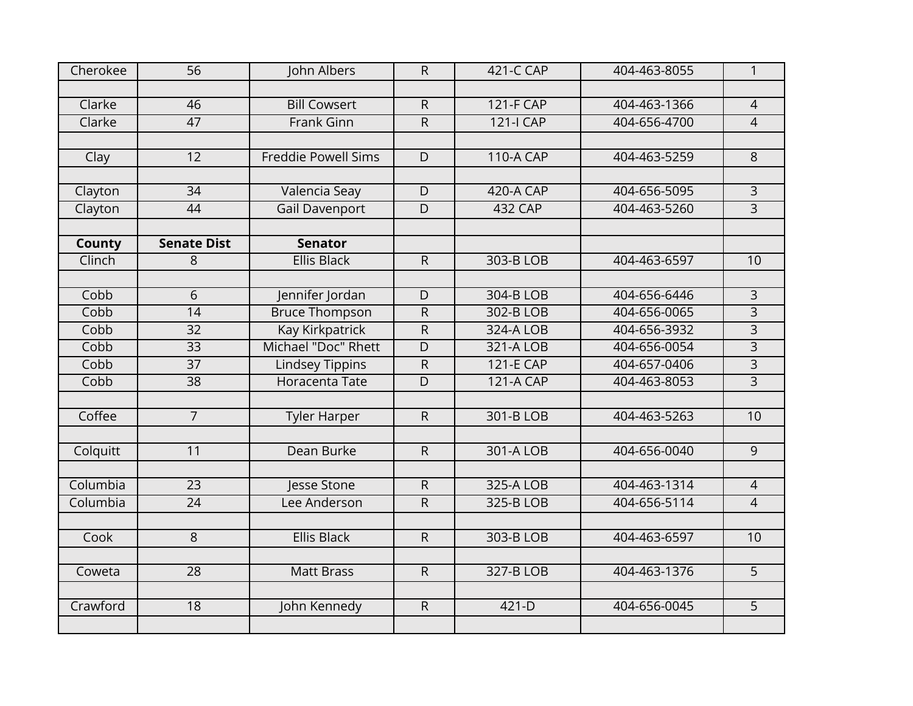| | | | | | | |
|---|---|---|---|---|---|---|
| Cherokee | 56 | John Albers | R | 421-C CAP | 404-463-8055 | 1 |
| | | | | | | |
| Clarke | 46 | Bill Cowsert | R | 121-F CAP | 404-463-1366 | 4 |
| Clarke | 47 | Frank Ginn | R | 121-I CAP | 404-656-4700 | 4 |
| | | | | | | |
| Clay | 12 | Freddie Powell Sims | D | 110-A CAP | 404-463-5259 | 8 |
| | | | | | | |
| Clayton | 34 | Valencia Seay | D | 420-A CAP | 404-656-5095 | 3 |
| Clayton | 44 | Gail Davenport | D | 432 CAP | 404-463-5260 | 3 |
| | | | | | | |
| **County** | **Senate Dist** | **Senator** | | | | |
| Clinch | 8 | Ellis Black | R | 303-B LOB | 404-463-6597 | 10 |
| | | | | | | |
| Cobb | 6 | Jennifer Jordan | D | 304-B LOB | 404-656-6446 | 3 |
| Cobb | 14 | Bruce Thompson | R | 302-B LOB | 404-656-0065 | 3 |
| Cobb | 32 | Kay Kirkpatrick | R | 324-A LOB | 404-656-3932 | 3 |
| Cobb | 33 | Michael "Doc" Rhett | D | 321-A LOB | 404-656-0054 | 3 |
| Cobb | 37 | Lindsey Tippins | R | 121-E CAP | 404-657-0406 | 3 |
| Cobb | 38 | Horacenta Tate | D | 121-A CAP | 404-463-8053 | 3 |
| | | | | | | |
| Coffee | 7 | Tyler Harper | R | 301-B LOB | 404-463-5263 | 10 |
| | | | | | | |
| Colquitt | 11 | Dean Burke | R | 301-A LOB | 404-656-0040 | 9 |
| | | | | | | |
| Columbia | 23 | Jesse Stone | R | 325-A LOB | 404-463-1314 | 4 |
| Columbia | 24 | Lee Anderson | R | 325-B LOB | 404-656-5114 | 4 |
| | | | | | | |
| Cook | 8 | Ellis Black | R | 303-B LOB | 404-463-6597 | 10 |
| | | | | | | |
| Coweta | 28 | Matt Brass | R | 327-B LOB | 404-463-1376 | 5 |
| | | | | | | |
| Crawford | 18 | John Kennedy | R | 421-D | 404-656-0045 | 5 |
| | | | | | | |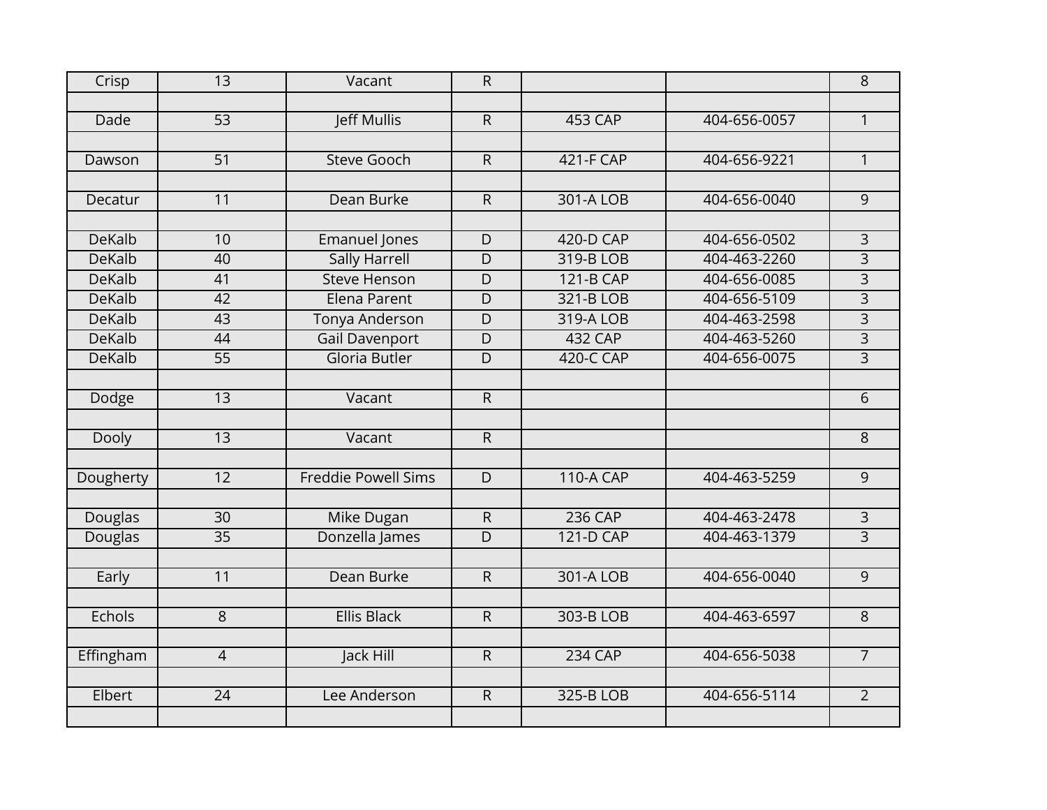| | | | | | | |
|---|---|---|---|---|---|---|
| Crisp | 13 | Vacant | R | | | 8 |
| | | | | | | |
| Dade | 53 | Jeff Mullis | R | 453 CAP | 404-656-0057 | 1 |
| | | | | | | |
| Dawson | 51 | Steve Gooch | R | 421-F CAP | 404-656-9221 | 1 |
| | | | | | | |
| Decatur | 11 | Dean Burke | R | 301-A LOB | 404-656-0040 | 9 |
| | | | | | | |
| DeKalb | 10 | Emanuel Jones | D | 420-D CAP | 404-656-0502 | 3 |
| DeKalb | 40 | Sally Harrell | D | 319-B LOB | 404-463-2260 | 3 |
| DeKalb | 41 | Steve Henson | D | 121-B CAP | 404-656-0085 | 3 |
| DeKalb | 42 | Elena Parent | D | 321-B LOB | 404-656-5109 | 3 |
| DeKalb | 43 | Tonya Anderson | D | 319-A LOB | 404-463-2598 | 3 |
| DeKalb | 44 | Gail Davenport | D | 432 CAP | 404-463-5260 | 3 |
| DeKalb | 55 | Gloria Butler | D | 420-C CAP | 404-656-0075 | 3 |
| | | | | | | |
| Dodge | 13 | Vacant | R | | | 6 |
| | | | | | | |
| Dooly | 13 | Vacant | R | | | 8 |
| | | | | | | |
| Dougherty | 12 | Freddie Powell Sims | D | 110-A CAP | 404-463-5259 | 9 |
| | | | | | | |
| Douglas | 30 | Mike Dugan | R | 236 CAP | 404-463-2478 | 3 |
| Douglas | 35 | Donzella James | D | 121-D CAP | 404-463-1379 | 3 |
| | | | | | | |
| Early | 11 | Dean Burke | R | 301-A LOB | 404-656-0040 | 9 |
| | | | | | | |
| Echols | 8 | Ellis Black | R | 303-B LOB | 404-463-6597 | 8 |
| | | | | | | |
| Effingham | 4 | Jack Hill | R | 234 CAP | 404-656-5038 | 7 |
| | | | | | | |
| Elbert | 24 | Lee Anderson | R | 325-B LOB | 404-656-5114 | 2 |
| | | | | | | |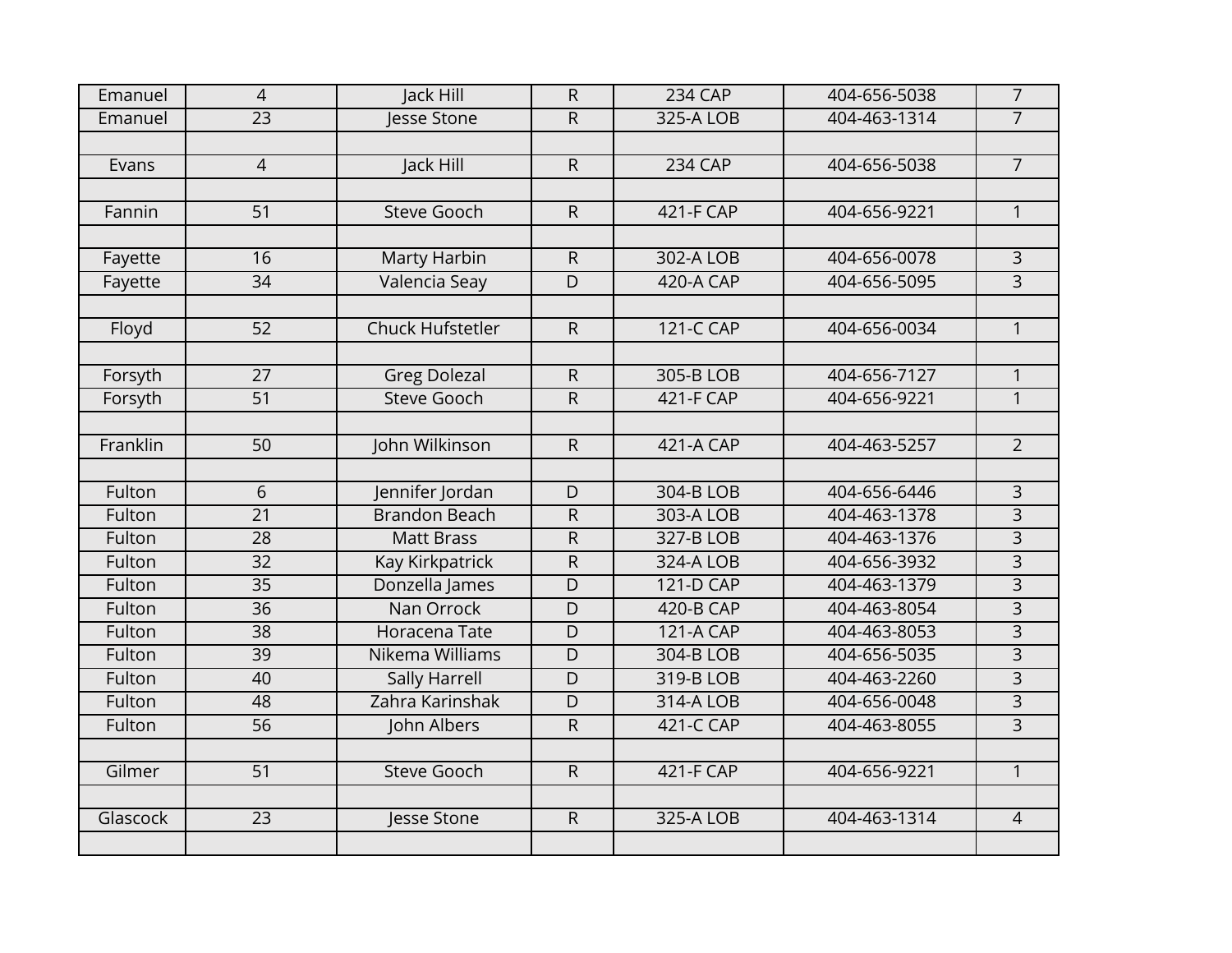| | | | | | | |
|---|---|---|---|---|---|---|
| Emanuel | 4 | Jack Hill | R | 234 CAP | 404-656-5038 | 7 |
| Emanuel | 23 | Jesse Stone | R | 325-A LOB | 404-463-1314 | 7 |
| | | | | | | |
| Evans | 4 | Jack Hill | R | 234 CAP | 404-656-5038 | 7 |
| | | | | | | |
| Fannin | 51 | Steve Gooch | R | 421-F CAP | 404-656-9221 | 1 |
| | | | | | | |
| Fayette | 16 | Marty Harbin | R | 302-A LOB | 404-656-0078 | 3 |
| Fayette | 34 | Valencia Seay | D | 420-A CAP | 404-656-5095 | 3 |
| | | | | | | |
| Floyd | 52 | Chuck Hufstetler | R | 121-C CAP | 404-656-0034 | 1 |
| | | | | | | |
| Forsyth | 27 | Greg Dolezal | R | 305-B LOB | 404-656-7127 | 1 |
| Forsyth | 51 | Steve Gooch | R | 421-F CAP | 404-656-9221 | 1 |
| | | | | | | |
| Franklin | 50 | John Wilkinson | R | 421-A CAP | 404-463-5257 | 2 |
| | | | | | | |
| Fulton | 6 | Jennifer Jordan | D | 304-B LOB | 404-656-6446 | 3 |
| Fulton | 21 | Brandon Beach | R | 303-A LOB | 404-463-1378 | 3 |
| Fulton | 28 | Matt Brass | R | 327-B LOB | 404-463-1376 | 3 |
| Fulton | 32 | Kay Kirkpatrick | R | 324-A LOB | 404-656-3932 | 3 |
| Fulton | 35 | Donzella James | D | 121-D CAP | 404-463-1379 | 3 |
| Fulton | 36 | Nan Orrock | D | 420-B CAP | 404-463-8054 | 3 |
| Fulton | 38 | Horacena Tate | D | 121-A CAP | 404-463-8053 | 3 |
| Fulton | 39 | Nikema Williams | D | 304-B LOB | 404-656-5035 | 3 |
| Fulton | 40 | Sally Harrell | D | 319-B LOB | 404-463-2260 | 3 |
| Fulton | 48 | Zahra Karinshak | D | 314-A LOB | 404-656-0048 | 3 |
| Fulton | 56 | John Albers | R | 421-C CAP | 404-463-8055 | 3 |
| | | | | | | |
| Gilmer | 51 | Steve Gooch | R | 421-F CAP | 404-656-9221 | 1 |
| | | | | | | |
| Glascock | 23 | Jesse Stone | R | 325-A LOB | 404-463-1314 | 4 |
| | | | | | | |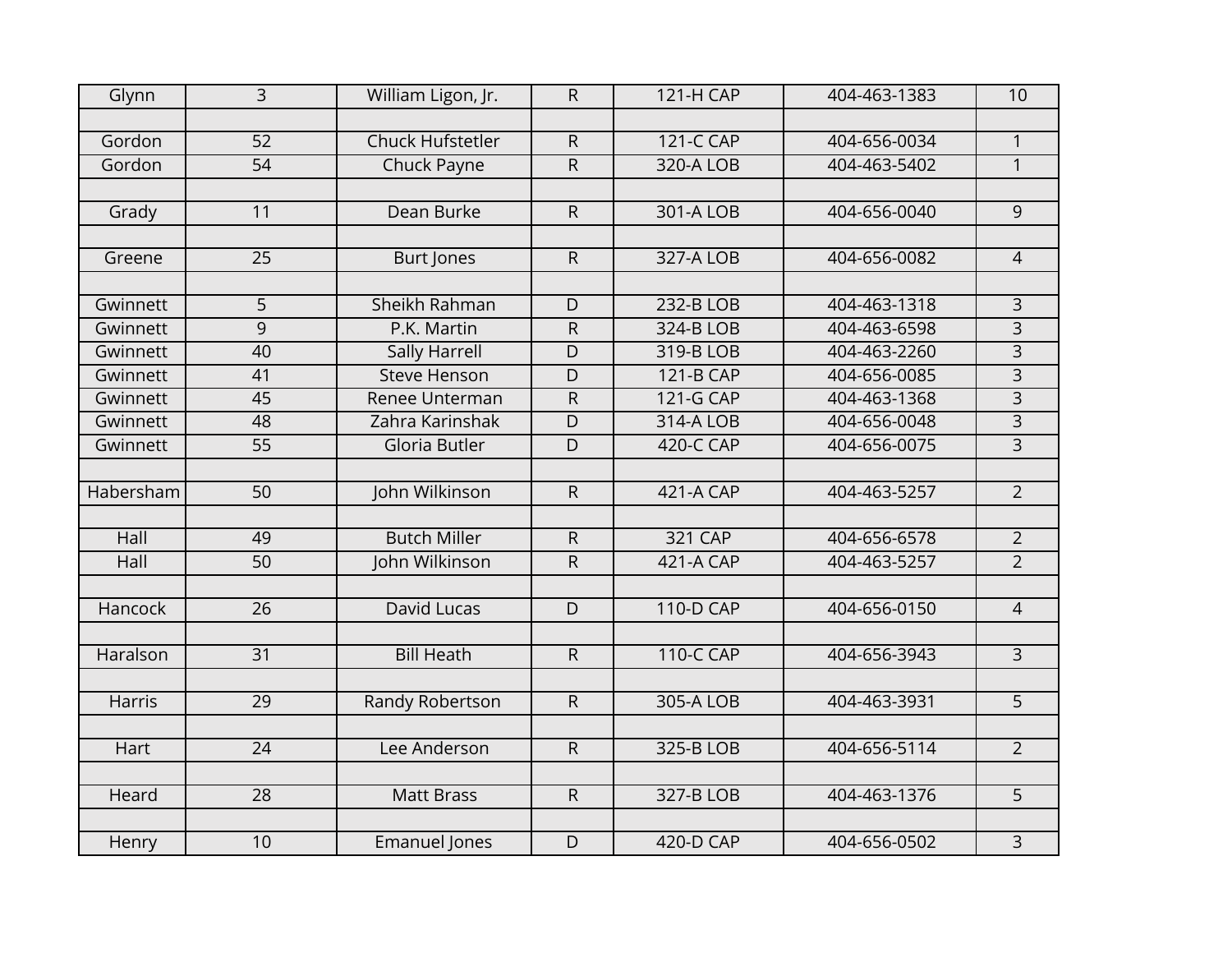| Glynn | 3 | William Ligon, Jr. | R | 121-H CAP | 404-463-1383 | 10 |
|---|---|---|---|---|---|---|
| | | | | | | |
| Gordon | 52 | Chuck Hufstetler | R | 121-C CAP | 404-656-0034 | 1 |
| Gordon | 54 | Chuck Payne | R | 320-A LOB | 404-463-5402 | 1 |
| | | | | | | |
| Grady | 11 | Dean Burke | R | 301-A LOB | 404-656-0040 | 9 |
| | | | | | | |
| Greene | 25 | Burt Jones | R | 327-A LOB | 404-656-0082 | 4 |
| | | | | | | |
| Gwinnett | 5 | Sheikh Rahman | D | 232-B LOB | 404-463-1318 | 3 |
| Gwinnett | 9 | P.K. Martin | R | 324-B LOB | 404-463-6598 | 3 |
| Gwinnett | 40 | Sally Harrell | D | 319-B LOB | 404-463-2260 | 3 |
| Gwinnett | 41 | Steve Henson | D | 121-B CAP | 404-656-0085 | 3 |
| Gwinnett | 45 | Renee Unterman | R | 121-G CAP | 404-463-1368 | 3 |
| Gwinnett | 48 | Zahra Karinshak | D | 314-A LOB | 404-656-0048 | 3 |
| Gwinnett | 55 | Gloria Butler | D | 420-C CAP | 404-656-0075 | 3 |
| | | | | | | |
| Habersham | 50 | John Wilkinson | R | 421-A CAP | 404-463-5257 | 2 |
| | | | | | | |
| Hall | 49 | Butch Miller | R | 321 CAP | 404-656-6578 | 2 |
| Hall | 50 | John Wilkinson | R | 421-A CAP | 404-463-5257 | 2 |
| | | | | | | |
| Hancock | 26 | David Lucas | D | 110-D CAP | 404-656-0150 | 4 |
| | | | | | | |
| Haralson | 31 | Bill Heath | R | 110-C CAP | 404-656-3943 | 3 |
| | | | | | | |
| Harris | 29 | Randy Robertson | R | 305-A LOB | 404-463-3931 | 5 |
| | | | | | | |
| Hart | 24 | Lee Anderson | R | 325-B LOB | 404-656-5114 | 2 |
| | | | | | | |
| Heard | 28 | Matt Brass | R | 327-B LOB | 404-463-1376 | 5 |
| | | | | | | |
| Henry | 10 | Emanuel Jones | D | 420-D CAP | 404-656-0502 | 3 |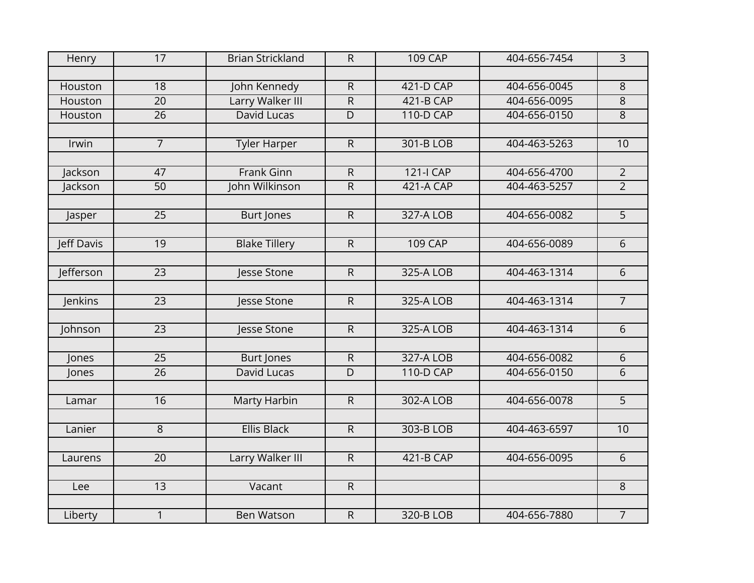| | | | | | | |
|---|---|---|---|---|---|---|
| Henry | 17 | Brian Strickland | R | 109 CAP | 404-656-7454 | 3 |
| | | | | | | |
| Houston | 18 | John Kennedy | R | 421-D CAP | 404-656-0045 | 8 |
| Houston | 20 | Larry Walker III | R | 421-B CAP | 404-656-0095 | 8 |
| Houston | 26 | David Lucas | D | 110-D CAP | 404-656-0150 | 8 |
| | | | | | | |
| Irwin | 7 | Tyler Harper | R | 301-B LOB | 404-463-5263 | 10 |
| | | | | | | |
| Jackson | 47 | Frank Ginn | R | 121-I CAP | 404-656-4700 | 2 |
| Jackson | 50 | John Wilkinson | R | 421-A CAP | 404-463-5257 | 2 |
| | | | | | | |
| Jasper | 25 | Burt Jones | R | 327-A LOB | 404-656-0082 | 5 |
| | | | | | | |
| Jeff Davis | 19 | Blake Tillery | R | 109 CAP | 404-656-0089 | 6 |
| | | | | | | |
| Jefferson | 23 | Jesse Stone | R | 325-A LOB | 404-463-1314 | 6 |
| | | | | | | |
| Jenkins | 23 | Jesse Stone | R | 325-A LOB | 404-463-1314 | 7 |
| | | | | | | |
| Johnson | 23 | Jesse Stone | R | 325-A LOB | 404-463-1314 | 6 |
| | | | | | | |
| Jones | 25 | Burt Jones | R | 327-A LOB | 404-656-0082 | 6 |
| Jones | 26 | David Lucas | D | 110-D CAP | 404-656-0150 | 6 |
| | | | | | | |
| Lamar | 16 | Marty Harbin | R | 302-A LOB | 404-656-0078 | 5 |
| | | | | | | |
| Lanier | 8 | Ellis Black | R | 303-B LOB | 404-463-6597 | 10 |
| | | | | | | |
| Laurens | 20 | Larry Walker III | R | 421-B CAP | 404-656-0095 | 6 |
| | | | | | | |
| Lee | 13 | Vacant | R | | | 8 |
| | | | | | | |
| Liberty | 1 | Ben Watson | R | 320-B LOB | 404-656-7880 | 7 |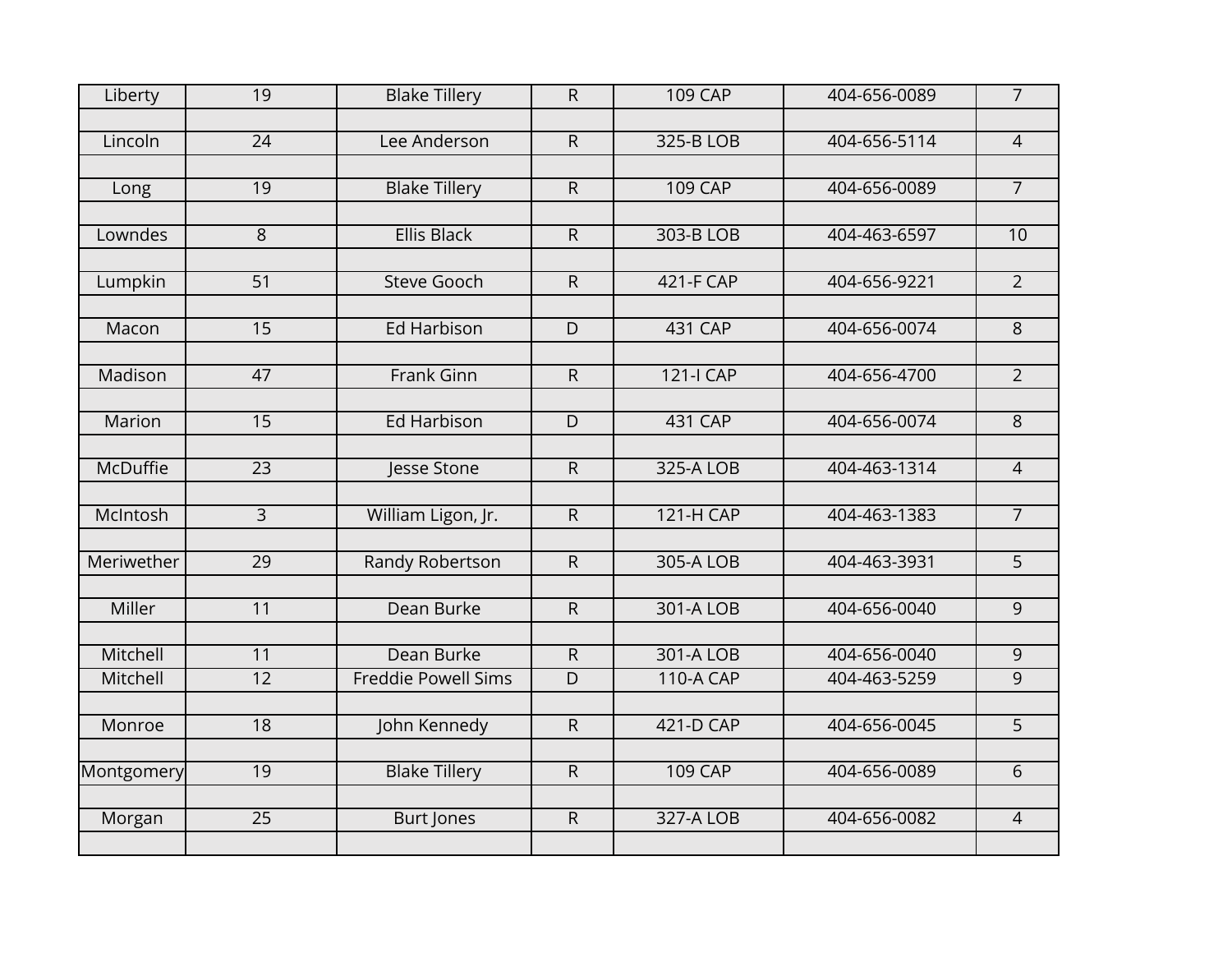| | | | | | | |
|---|---|---|---|---|---|---|
| Liberty | 19 | Blake Tillery | R | 109 CAP | 404-656-0089 | 7 |
| | | | | | | |
| Lincoln | 24 | Lee Anderson | R | 325-B LOB | 404-656-5114 | 4 |
| | | | | | | |
| Long | 19 | Blake Tillery | R | 109 CAP | 404-656-0089 | 7 |
| | | | | | | |
| Lowndes | 8 | Ellis Black | R | 303-B LOB | 404-463-6597 | 10 |
| | | | | | | |
| Lumpkin | 51 | Steve Gooch | R | 421-F CAP | 404-656-9221 | 2 |
| | | | | | | |
| Macon | 15 | Ed Harbison | D | 431 CAP | 404-656-0074 | 8 |
| | | | | | | |
| Madison | 47 | Frank Ginn | R | 121-I CAP | 404-656-4700 | 2 |
| | | | | | | |
| Marion | 15 | Ed Harbison | D | 431 CAP | 404-656-0074 | 8 |
| | | | | | | |
| McDuffie | 23 | Jesse Stone | R | 325-A LOB | 404-463-1314 | 4 |
| | | | | | | |
| McIntosh | 3 | William Ligon, Jr. | R | 121-H CAP | 404-463-1383 | 7 |
| | | | | | | |
| Meriwether | 29 | Randy Robertson | R | 305-A LOB | 404-463-3931 | 5 |
| | | | | | | |
| Miller | 11 | Dean Burke | R | 301-A LOB | 404-656-0040 | 9 |
| | | | | | | |
| Mitchell | 11 | Dean Burke | R | 301-A LOB | 404-656-0040 | 9 |
| Mitchell | 12 | Freddie Powell Sims | D | 110-A CAP | 404-463-5259 | 9 |
| | | | | | | |
| Monroe | 18 | John Kennedy | R | 421-D CAP | 404-656-0045 | 5 |
| | | | | | | |
| Montgomery | 19 | Blake Tillery | R | 109 CAP | 404-656-0089 | 6 |
| | | | | | | |
| Morgan | 25 | Burt Jones | R | 327-A LOB | 404-656-0082 | 4 |
| | | | | | | |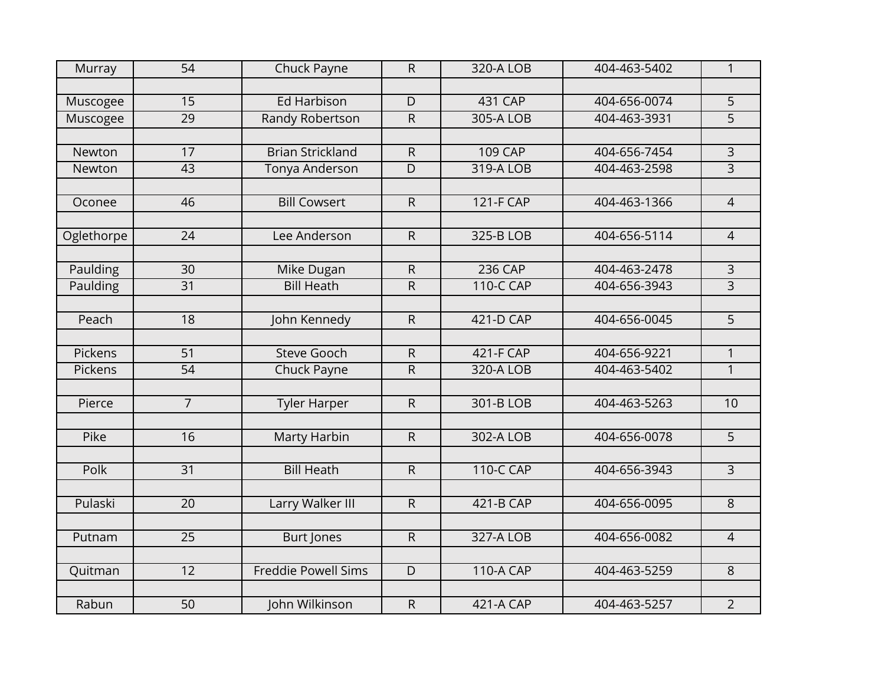| | | | | | | |
|---|---|---|---|---|---|---|
| Murray | 54 | Chuck Payne | R | 320-A LOB | 404-463-5402 | 1 |
| | | | | | | |
| Muscogee | 15 | Ed Harbison | D | 431 CAP | 404-656-0074 | 5 |
| Muscogee | 29 | Randy Robertson | R | 305-A LOB | 404-463-3931 | 5 |
| | | | | | | |
| Newton | 17 | Brian Strickland | R | 109 CAP | 404-656-7454 | 3 |
| Newton | 43 | Tonya Anderson | D | 319-A LOB | 404-463-2598 | 3 |
| | | | | | | |
| Oconee | 46 | Bill Cowsert | R | 121-F CAP | 404-463-1366 | 4 |
| | | | | | | |
| Oglethorpe | 24 | Lee Anderson | R | 325-B LOB | 404-656-5114 | 4 |
| | | | | | | |
| Paulding | 30 | Mike Dugan | R | 236 CAP | 404-463-2478 | 3 |
| Paulding | 31 | Bill Heath | R | 110-C CAP | 404-656-3943 | 3 |
| | | | | | | |
| Peach | 18 | John Kennedy | R | 421-D CAP | 404-656-0045 | 5 |
| | | | | | | |
| Pickens | 51 | Steve Gooch | R | 421-F CAP | 404-656-9221 | 1 |
| Pickens | 54 | Chuck Payne | R | 320-A LOB | 404-463-5402 | 1 |
| | | | | | | |
| Pierce | 7 | Tyler Harper | R | 301-B LOB | 404-463-5263 | 10 |
| | | | | | | |
| Pike | 16 | Marty Harbin | R | 302-A LOB | 404-656-0078 | 5 |
| | | | | | | |
| Polk | 31 | Bill Heath | R | 110-C CAP | 404-656-3943 | 3 |
| | | | | | | |
| Pulaski | 20 | Larry Walker III | R | 421-B CAP | 404-656-0095 | 8 |
| | | | | | | |
| Putnam | 25 | Burt Jones | R | 327-A LOB | 404-656-0082 | 4 |
| | | | | | | |
| Quitman | 12 | Freddie Powell Sims | D | 110-A CAP | 404-463-5259 | 8 |
| | | | | | | |
| Rabun | 50 | John Wilkinson | R | 421-A CAP | 404-463-5257 | 2 |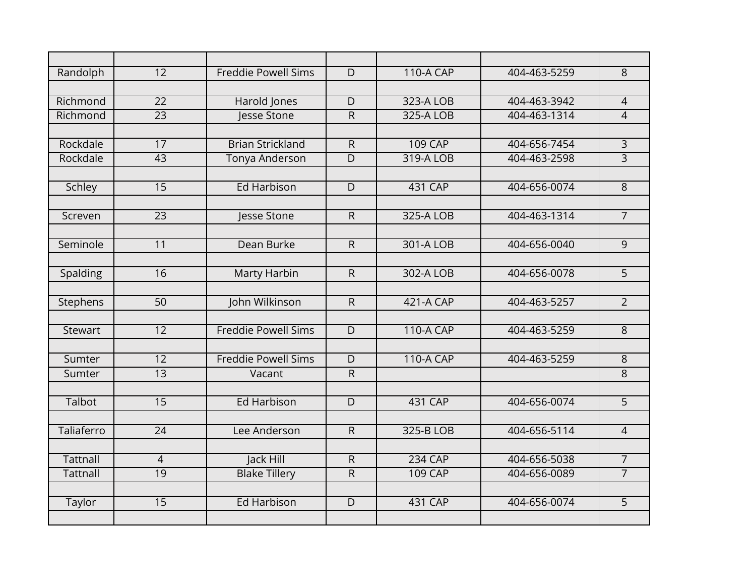| | | | | | | |
|---|---|---|---|---|---|---|
| Randolph | 12 | Freddie Powell Sims | D | 110-A CAP | 404-463-5259 | 8 |
| | | | | | | |
| Richmond | 22 | Harold Jones | D | 323-A LOB | 404-463-3942 | 4 |
| Richmond | 23 | Jesse Stone | R | 325-A LOB | 404-463-1314 | 4 |
| | | | | | | |
| Rockdale | 17 | Brian Strickland | R | 109 CAP | 404-656-7454 | 3 |
| Rockdale | 43 | Tonya Anderson | D | 319-A LOB | 404-463-2598 | 3 |
| | | | | | | |
| Schley | 15 | Ed Harbison | D | 431 CAP | 404-656-0074 | 8 |
| | | | | | | |
| Screven | 23 | Jesse Stone | R | 325-A LOB | 404-463-1314 | 7 |
| | | | | | | |
| Seminole | 11 | Dean Burke | R | 301-A LOB | 404-656-0040 | 9 |
| | | | | | | |
| Spalding | 16 | Marty Harbin | R | 302-A LOB | 404-656-0078 | 5 |
| | | | | | | |
| Stephens | 50 | John Wilkinson | R | 421-A CAP | 404-463-5257 | 2 |
| | | | | | | |
| Stewart | 12 | Freddie Powell Sims | D | 110-A CAP | 404-463-5259 | 8 |
| | | | | | | |
| Sumter | 12 | Freddie Powell Sims | D | 110-A CAP | 404-463-5259 | 8 |
| Sumter | 13 | Vacant | R | | | 8 |
| | | | | | | |
| Talbot | 15 | Ed Harbison | D | 431 CAP | 404-656-0074 | 5 |
| | | | | | | |
| Taliaferro | 24 | Lee Anderson | R | 325-B LOB | 404-656-5114 | 4 |
| | | | | | | |
| Tattnall | 4 | Jack Hill | R | 234 CAP | 404-656-5038 | 7 |
| Tattnall | 19 | Blake Tillery | R | 109 CAP | 404-656-0089 | 7 |
| | | | | | | |
| Taylor | 15 | Ed Harbison | D | 431 CAP | 404-656-0074 | 5 |
| | | | | | | |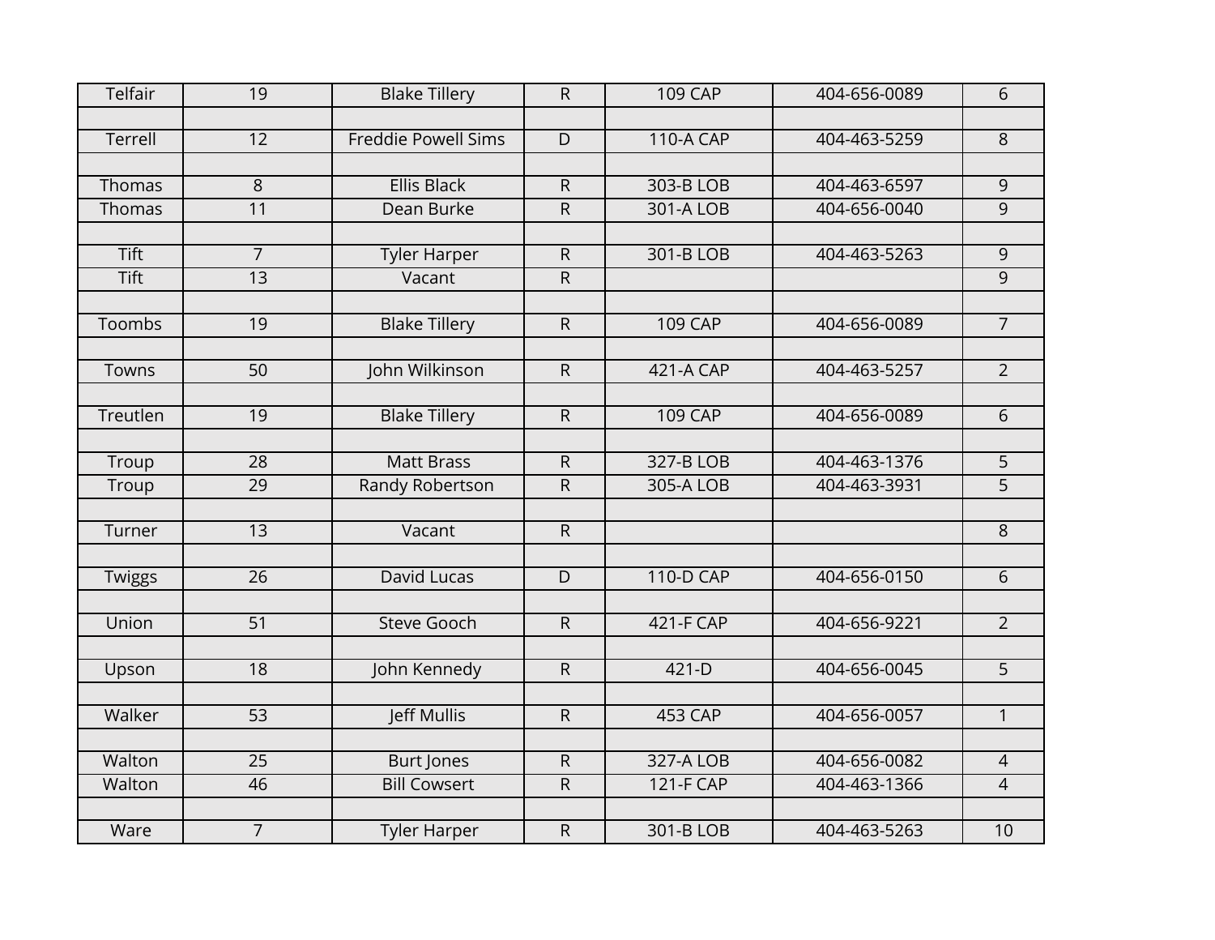| | | | | | | |
|---|---|---|---|---|---|---|
| Telfair | 19 | Blake Tillery | R | 109 CAP | 404-656-0089 | 6 |
| | | | | | | |
| Terrell | 12 | Freddie Powell Sims | D | 110-A CAP | 404-463-5259 | 8 |
| | | | | | | |
| Thomas | 8 | Ellis Black | R | 303-B LOB | 404-463-6597 | 9 |
| Thomas | 11 | Dean Burke | R | 301-A LOB | 404-656-0040 | 9 |
| | | | | | | |
| Tift | 7 | Tyler Harper | R | 301-B LOB | 404-463-5263 | 9 |
| Tift | 13 | Vacant | R | | | 9 |
| | | | | | | |
| Toombs | 19 | Blake Tillery | R | 109 CAP | 404-656-0089 | 7 |
| | | | | | | |
| Towns | 50 | John Wilkinson | R | 421-A CAP | 404-463-5257 | 2 |
| | | | | | | |
| Treutlen | 19 | Blake Tillery | R | 109 CAP | 404-656-0089 | 6 |
| | | | | | | |
| Troup | 28 | Matt Brass | R | 327-B LOB | 404-463-1376 | 5 |
| Troup | 29 | Randy Robertson | R | 305-A LOB | 404-463-3931 | 5 |
| | | | | | | |
| Turner | 13 | Vacant | R | | | 8 |
| | | | | | | |
| Twiggs | 26 | David Lucas | D | 110-D CAP | 404-656-0150 | 6 |
| | | | | | | |
| Union | 51 | Steve Gooch | R | 421-F CAP | 404-656-9221 | 2 |
| | | | | | | |
| Upson | 18 | John Kennedy | R | 421-D | 404-656-0045 | 5 |
| | | | | | | |
| Walker | 53 | Jeff Mullis | R | 453 CAP | 404-656-0057 | 1 |
| | | | | | | |
| Walton | 25 | Burt Jones | R | 327-A LOB | 404-656-0082 | 4 |
| Walton | 46 | Bill Cowsert | R | 121-F CAP | 404-463-1366 | 4 |
| | | | | | | |
| Ware | 7 | Tyler Harper | R | 301-B LOB | 404-463-5263 | 10 |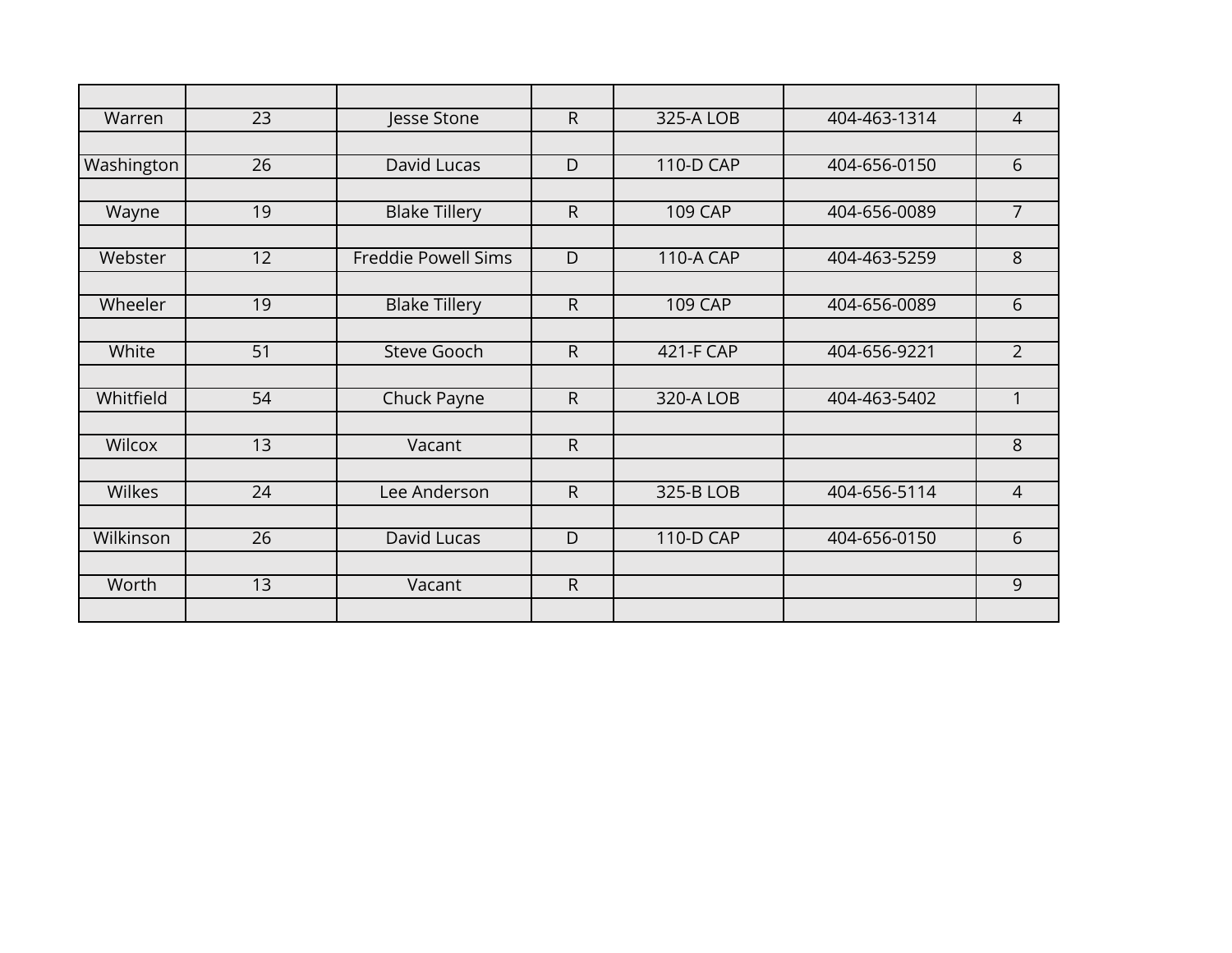| | | | | | | |
|---|---|---|---|---|---|---|
| Warren | 23 | Jesse Stone | R | 325-A LOB | 404-463-1314 | 4 |
| Washington | 26 | David Lucas | D | 110-D CAP | 404-656-0150 | 6 |
| Wayne | 19 | Blake Tillery | R | 109 CAP | 404-656-0089 | 7 |
| Webster | 12 | Freddie Powell Sims | D | 110-A CAP | 404-463-5259 | 8 |
| Wheeler | 19 | Blake Tillery | R | 109 CAP | 404-656-0089 | 6 |
| White | 51 | Steve Gooch | R | 421-F CAP | 404-656-9221 | 2 |
| Whitfield | 54 | Chuck Payne | R | 320-A LOB | 404-463-5402 | 1 |
| Wilcox | 13 | Vacant | R | | | 8 |
| Wilkes | 24 | Lee Anderson | R | 325-B LOB | 404-656-5114 | 4 |
| Wilkinson | 26 | David Lucas | D | 110-D CAP | 404-656-0150 | 6 |
| Worth | 13 | Vacant | R | | | 9 |